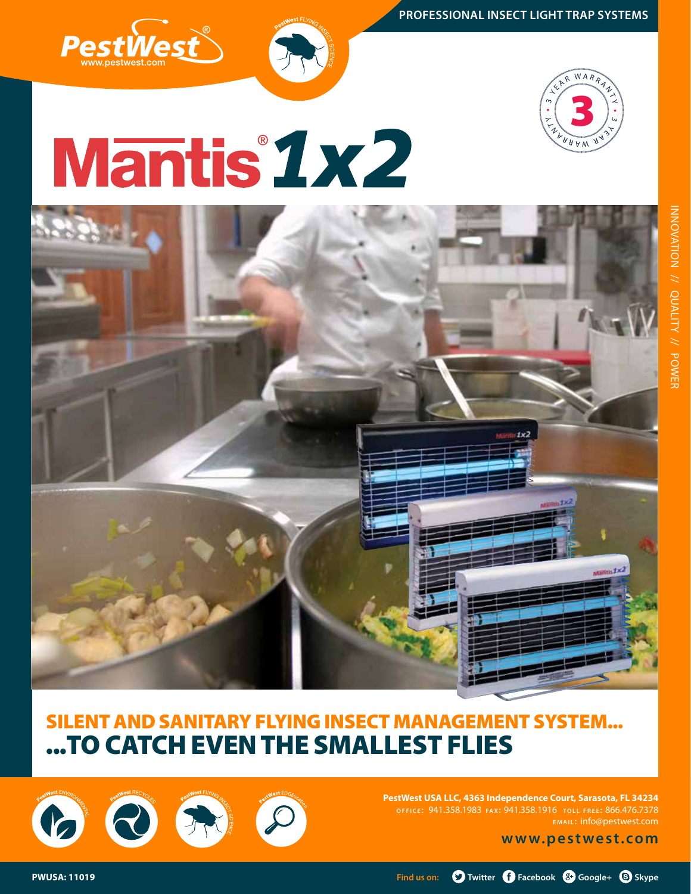PROFESSIONAL INSECT LIGHT TRAP SYSTEMS

PestWest®
www.pestwest.com

3 YEAR WARRANTY

# Mantis® 1x2

INNOVATION // QUALITY // POWER

## SILENT AND SANITARY FLYING INSECT MANAGEMENT SYSTEM...
## ...TO CATCH EVEN THE SMALLEST FLIES

**PestWest USA LLC, 4363 Independence Court, Sarasota, FL 34234**
OFFICE: 941.358.1983 FAX: 941.358.1916 TOLL FREE: 866.476.7378
EMAIL: info@pestwest.com

**www.pestwest.com**

**PWUSA: 11019**

Find us on: Twitter Facebook Google+ Skype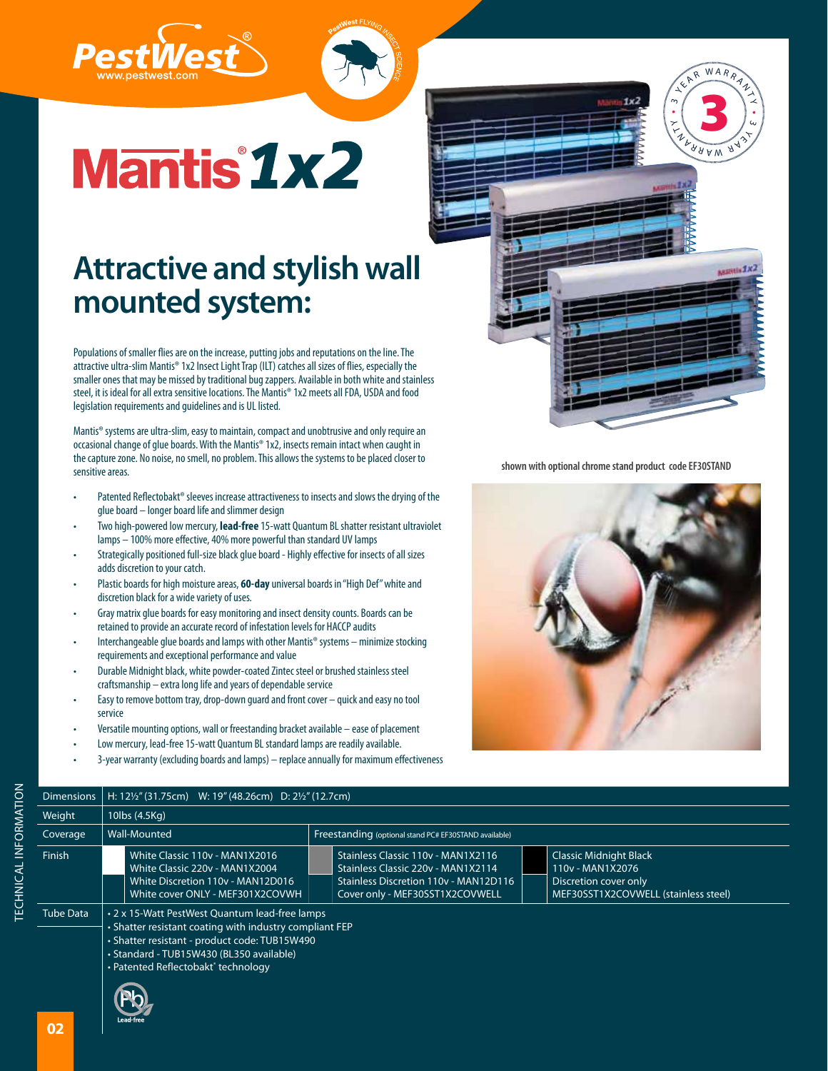# Mantis® 1x2

## Attractive and stylish wall mounted system:

Populations of smaller flies are on the increase, putting jobs and reputations on the line. The attractive ultra-slim Mantis® 1x2 Insect Light Trap (ILT) catches all sizes of flies, especially the smaller ones that may be missed by traditional bug zappers. Available in both white and stainless steel, it is ideal for all extra sensitive locations. The Mantis® 1x2 meets all FDA, USDA and food legislation requirements and guidelines and is UL listed.

Mantis® systems are ultra-slim, easy to maintain, compact and unobtrusive and only require an occasional change of glue boards. With the Mantis® 1x2, insects remain intact when caught in the capture zone. No noise, no smell, no problem. This allows the systems to be placed closer to sensitive areas.

- Patented Reflectobakt® sleeves increase attractiveness to insects and slows the drying of the glue board – longer board life and slimmer design
- Two high-powered low mercury, **lead-free** 15-watt Quantum BL shatter resistant ultraviolet lamps – 100% more effective, 40% more powerful than standard UV lamps
- Strategically positioned full-size black glue board - Highly effective for insects of all sizes adds discretion to your catch.
- Plastic boards for high moisture areas, **60-day** universal boards in "High Def" white and discretion black for a wide variety of uses.
- Gray matrix glue boards for easy monitoring and insect density counts. Boards can be retained to provide an accurate record of infestation levels for HACCP audits
- Interchangeable glue boards and lamps with other Mantis® systems – minimize stocking requirements and exceptional performance and value
- Durable Midnight black, white powder-coated Zintec steel or brushed stainless steel craftsmanship – extra long life and years of dependable service
- Easy to remove bottom tray, drop-down guard and front cover – quick and easy no tool service
- Versatile mounting options, wall or freestanding bracket available – ease of placement
- Low mercury, lead-free 15-watt Quantum BL standard lamps are readily available.
- 3-year warranty (excluding boards and lamps) – replace annually for maximum effectiveness

3 YEAR WARRANTY

shown with optional chrome stand product code EF30STAND

| | | | |
|---|---|---|---|
| Dimensions | H: 12½" (31.75cm) W: 19" (48.26cm) D: 2½" (12.7cm) | | |
| Weight | 10lbs (4.5Kg) | | |
| Coverage | Wall-Mounted | Freestanding (optional stand PC# EF30STAND available) | |
| Finish | White Classic 110v - MAN1X2016<br>White Classic 220v - MAN1X2004<br>White Discretion 110v - MAN12D016<br>White cover ONLY - MEF301X2COVWH | Stainless Classic 110v - MAN1X2116<br>Stainless Classic 220v - MAN1X2114<br>Stainless Discretion 110v - MAN12D116<br>Cover only - MEF30SST1X2COVWELL | Classic Midnight Black<br>110v - MAN1X2076<br>Discretion cover only<br>MEF30SST1X2COVWELL (stainless steel) |
| Tube Data | • 2 x 15-Watt PestWest Quantum lead-free lamps<br>• Shatter resistant coating with industry compliant FEP<br>• Shatter resistant - product code: TUB15W490<br>• Standard - TUB15W430 (BL350 available)<br>• Patented Reflectobakt® technology | | |

Lead-free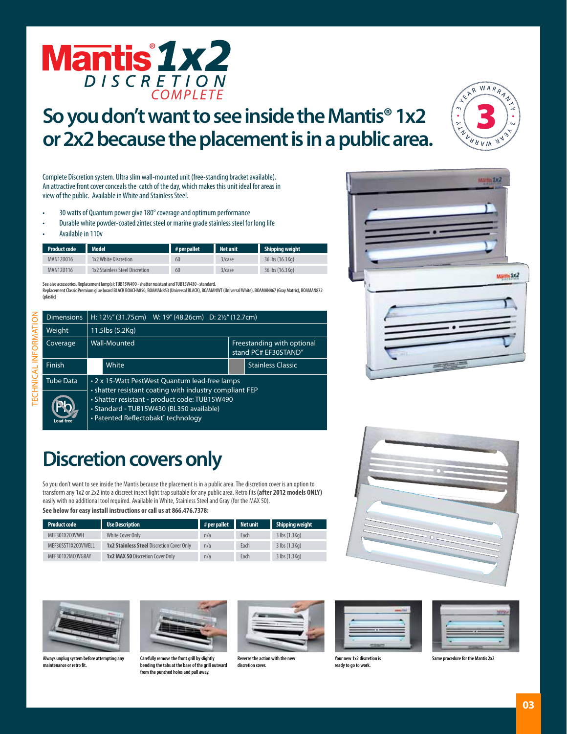# Mantis® 1x2 DISCRETION COMPLETE

## So you don't want to see inside the Mantis® 1x2 or 2x2 because the placement is in a public area.

3 YEAR WARRANTY

Complete Discretion system. Ultra slim wall-mounted unit (free-standing bracket available). An attractive front cover conceals the catch of the day, which makes this unit ideal for areas in view of the public. Available in White and Stainless Steel.

- 30 watts of Quantum power give 180° coverage and optimum performance
- Durable white powder-coated zintec steel or marine grade stainless steel for long life
- Available in 110v

| Product code | Model | # per pallet | Net unit | Shipping weight |
|---|---|---|---|---|
| MAN12D016 | 1x2 White Discretion | 60 | 3/case | 36 lbs (16.3Kg) |
| MAN12D116 | 1x2 Stainless Steel Discretion | 60 | 3/case | 36 lbs (16.3Kg) |

See also accessories. Replacement lamp(s): TUB15W490 - shatter resistant and TUB15W430 - standard.
Replacement Classic Premium glue board BLACK BOACHA850, BOAMAN853 (Universal BLACK), BOAMANWT (Universal White), BOAMAN867 (Gray Matrix), BOAMAN872 (plastic)

TECHNICAL INFORMATION

| | | |
|---|---|---|
| Dimensions | H: 12½" (31.75cm) W: 19" (48.26cm) D: 2½" (12.7cm) | |
| Weight | 11.5lbs (5.2Kg) | |
| Coverage | Wall-Mounted | Freestanding with optional stand PC# EF30STAND" |
| Finish | White | Stainless Classic |
| Tube Data (Lead-free) | • 2 x 15-Watt PestWest Quantum lead-free lamps<br>• shatter resistant coating with industry compliant FEP<br>• Shatter resistant - product code: TUB15W490<br>• Standard - TUB15W430 (BL350 available)<br>• Patented Reflectobakt® technology | |

## Discretion covers only

So you don't want to see inside the Mantis because the placement is in a public area. The discretion cover is an option to transform any 1x2 or 2x2 into a discreet insect light trap suitable for any public area. Retro fits **(after 2012 models ONLY)** easily with no additional tool required. Available in White, Stainless Steel and Gray (for the MAX 50).

**See below for easy install instructions or call us at 866.476.7378:**

| Product code | Use Description | # per pallet | Net unit | Shipping weight |
|---|---|---|---|---|
| MEF301X2COVWH | White Cover Only | n/a | Each | 3 lbs (1.3Kg) |
| MEF30SST1X2COVWELL | **1x2 Stainless Steel** Discretion Cover Only | n/a | Each | 3 lbs (1.3Kg) |
| MEF301X2MCOVGRAY | **1x2 MAX 50** Discretion Cover Only | n/a | Each | 3 lbs (1.3Kg) |

Always unplug system before attempting any maintenance or retro fit.

Carefully remove the front grill by slightly bending the tabs at the base of the grill outward from the punched holes and pull away.

Reverse the action with the new discretion cover.

Your new 1x2 discretion is ready to go to work.

Same procedure for the Mantis 2x2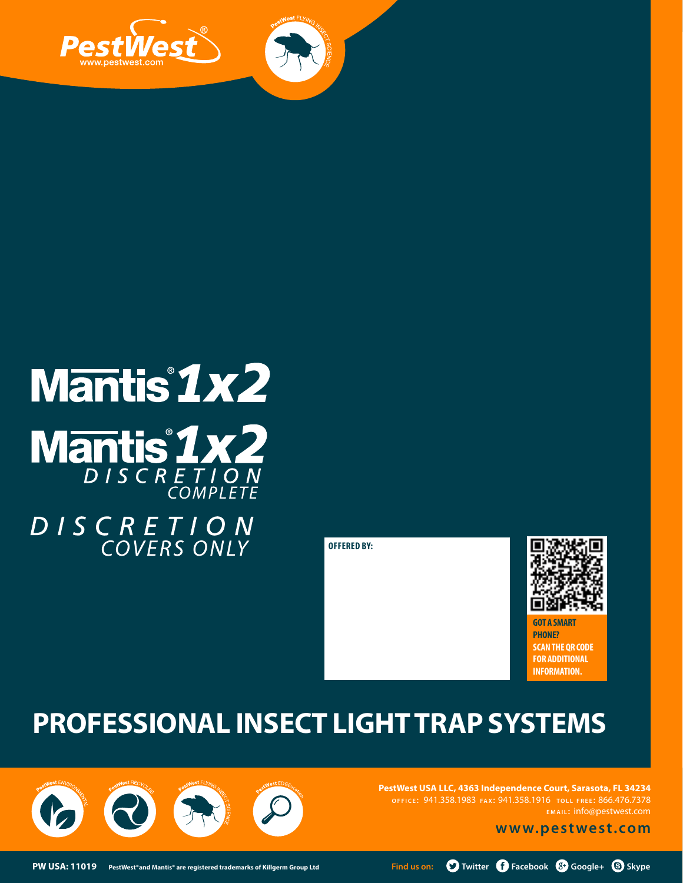PestWest®
www.pestwest.com

PestWest FLYING INSECT SCIENCE

# Mantis® 1x2

# Mantis® 1x2 DISCRETION COMPLETE

# DISCRETION COVERS ONLY

**OFFERED BY:**

**GOT A SMART PHONE? SCAN THE QR CODE FOR ADDITIONAL INFORMATION.**

# PROFESSIONAL INSECT LIGHT TRAP SYSTEMS

PestWest ENVIRONMENTAL

PestWest RECYCLES

PestWest FLYING INSECT SCIENCE

PestWest EDGEducation

**PestWest USA LLC, 4363 Independence Court, Sarasota, FL 34234**
OFFICE: 941.358.1983 FAX: 941.358.1916 TOLL FREE: 866.476.7378
EMAIL: info@pestwest.com

**www.pestwest.com**

**PW USA: 11019** PestWest® and Mantis® are registered trademarks of Killgerm Group Ltd

Find us on: Twitter Facebook Google+ Skype